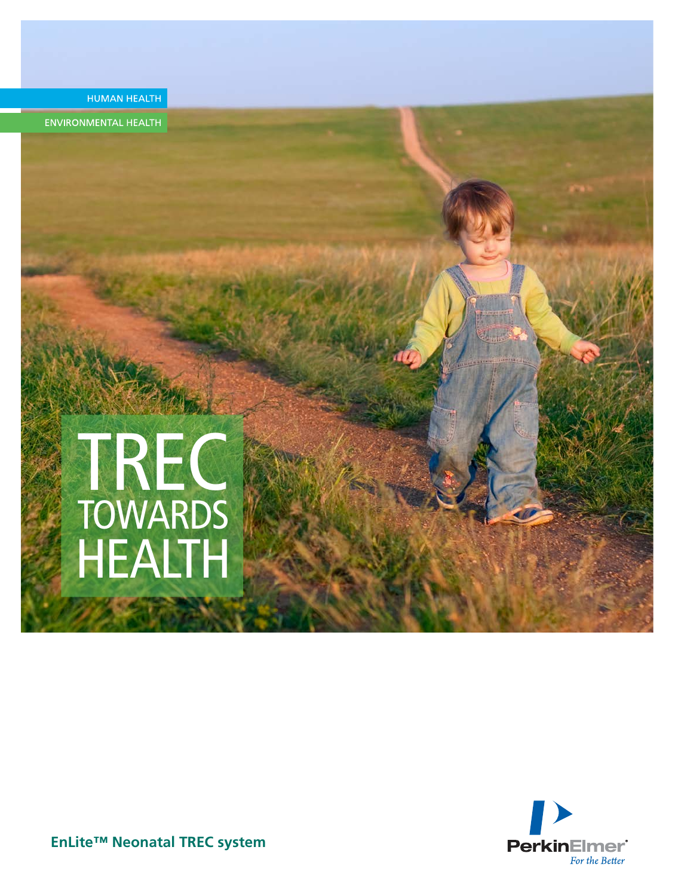HUMAN HEALTH

ENVIRONMENTAL HEALTH

# TREC TOWARDS HEALTH

**EnLite™ Neonatal TREC system**

PerkinElmer
*For the Better*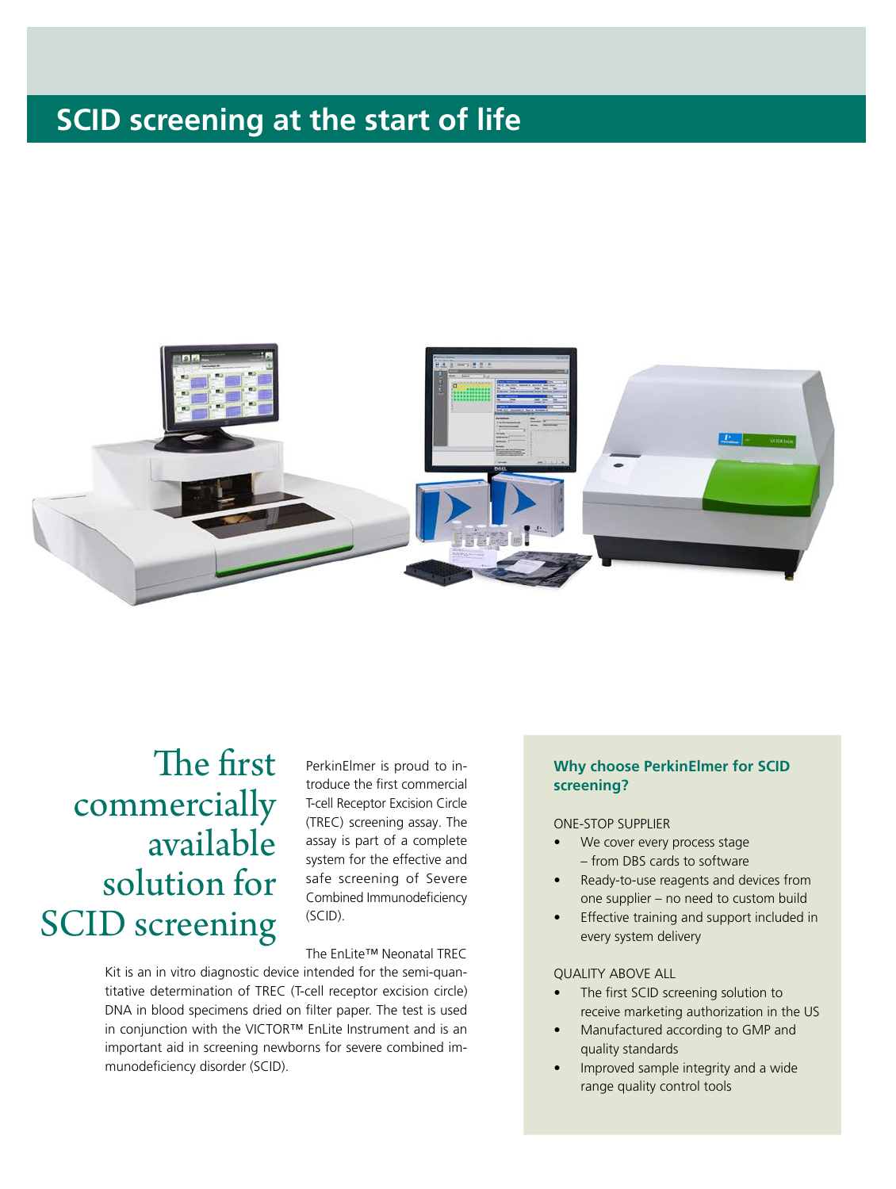# SCID screening at the start of life

## The first commercially available solution for SCID screening

PerkinElmer is proud to introduce the first commercial T-cell Receptor Excision Circle (TREC) screening assay. The assay is part of a complete system for the effective and safe screening of Severe Combined Immunodeficiency (SCID).

The EnLite™ Neonatal TREC Kit is an in vitro diagnostic device intended for the semi-quantitative determination of TREC (T-cell receptor excision circle) DNA in blood specimens dried on filter paper. The test is used in conjunction with the VICTOR™ EnLite Instrument and is an important aid in screening newborns for severe combined immunodeficiency disorder (SCID).

### Why choose PerkinElmer for SCID screening?

ONE-STOP SUPPLIER

- We cover every process stage – from DBS cards to software
- Ready-to-use reagents and devices from one supplier – no need to custom build
- Effective training and support included in every system delivery

QUALITY ABOVE ALL

- The first SCID screening solution to receive marketing authorization in the US
- Manufactured according to GMP and quality standards
- Improved sample integrity and a wide range quality control tools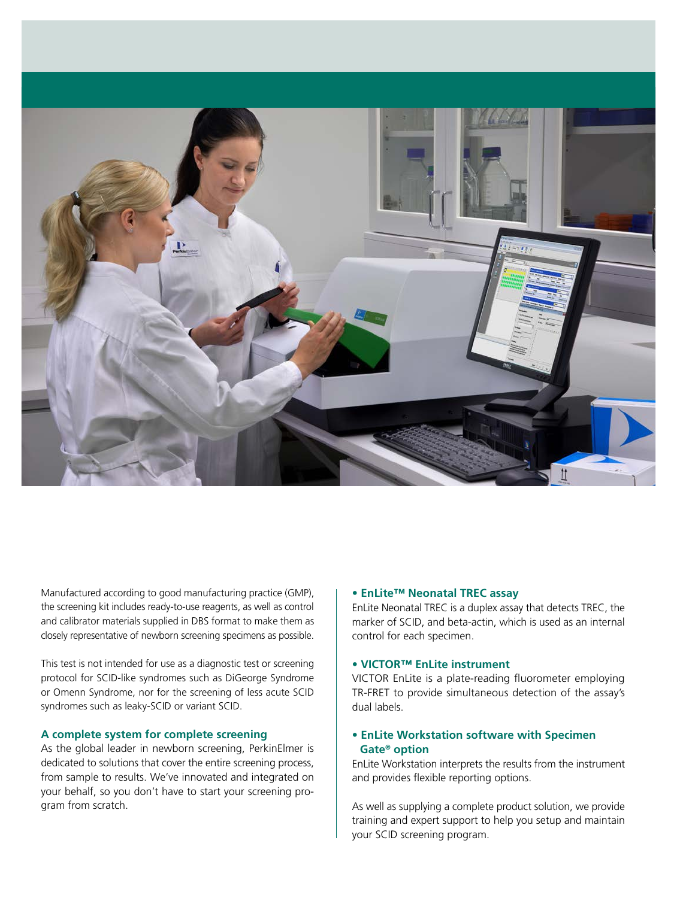Manufactured according to good manufacturing practice (GMP), the screening kit includes ready-to-use reagents, as well as control and calibrator materials supplied in DBS format to make them as closely representative of newborn screening specimens as possible.

This test is not intended for use as a diagnostic test or screening protocol for SCID-like syndromes such as DiGeorge Syndrome or Omenn Syndrome, nor for the screening of less acute SCID syndromes such as leaky-SCID or variant SCID.

### A complete system for complete screening

As the global leader in newborn screening, PerkinElmer is dedicated to solutions that cover the entire screening process, from sample to results. We've innovated and integrated on your behalf, so you don't have to start your screening program from scratch.

- **EnLite™ Neonatal TREC assay**

  EnLite Neonatal TREC is a duplex assay that detects TREC, the marker of SCID, and beta-actin, which is used as an internal control for each specimen.

- **VICTOR™ EnLite instrument**

  VICTOR EnLite is a plate-reading fluorometer employing TR-FRET to provide simultaneous detection of the assay's dual labels.

- **EnLite Workstation software with Specimen Gate® option**

  EnLite Workstation interprets the results from the instrument and provides flexible reporting options.

As well as supplying a complete product solution, we provide training and expert support to help you setup and maintain your SCID screening program.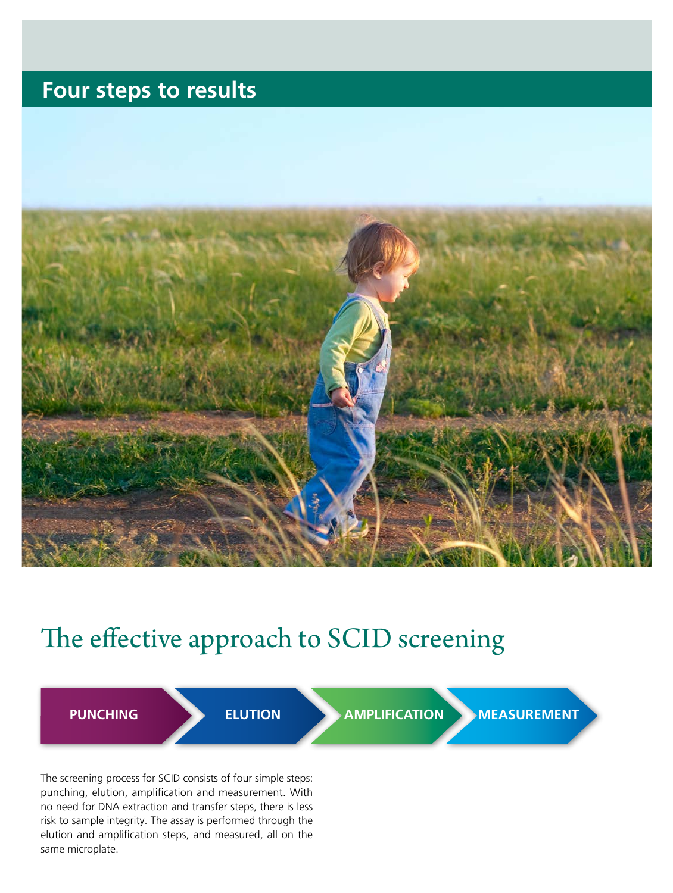# Four steps to results

## The effective approach to SCID screening

**PUNCHING** → **ELUTION** → **AMPLIFICATION** → **MEASUREMENT**

The screening process for SCID consists of four simple steps: punching, elution, amplification and measurement. With no need for DNA extraction and transfer steps, there is less risk to sample integrity. The assay is performed through the elution and amplification steps, and measured, all on the same microplate.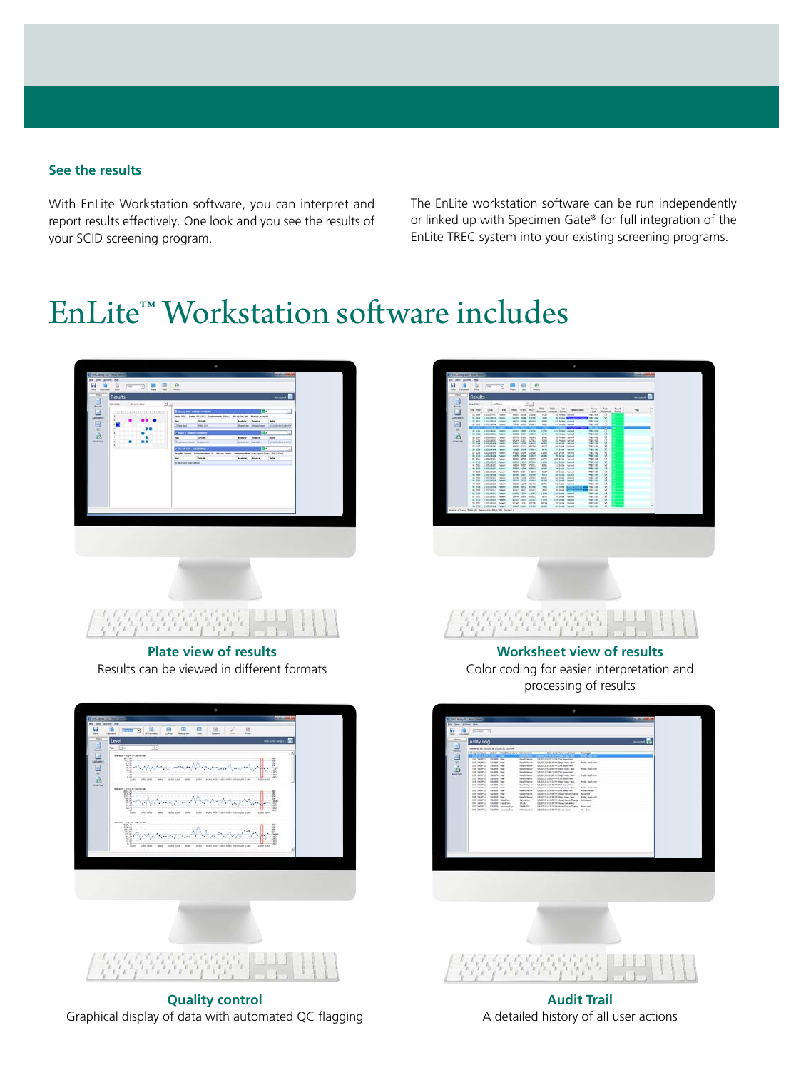### See the results

With EnLite Workstation software, you can interpret and report results effectively. One look and you see the results of your SCID screening program.

The EnLite workstation software can be run independently or linked up with Specimen Gate® for full integration of the EnLite TREC system into your existing screening programs.

# EnLite™ Workstation software includes

**Plate view of results**
Results can be viewed in different formats

**Worksheet view of results**
Color coding for easier interpretation and processing of results

**Quality control**
Graphical display of data with automated QC flagging

**Audit Trail**
A detailed history of all user actions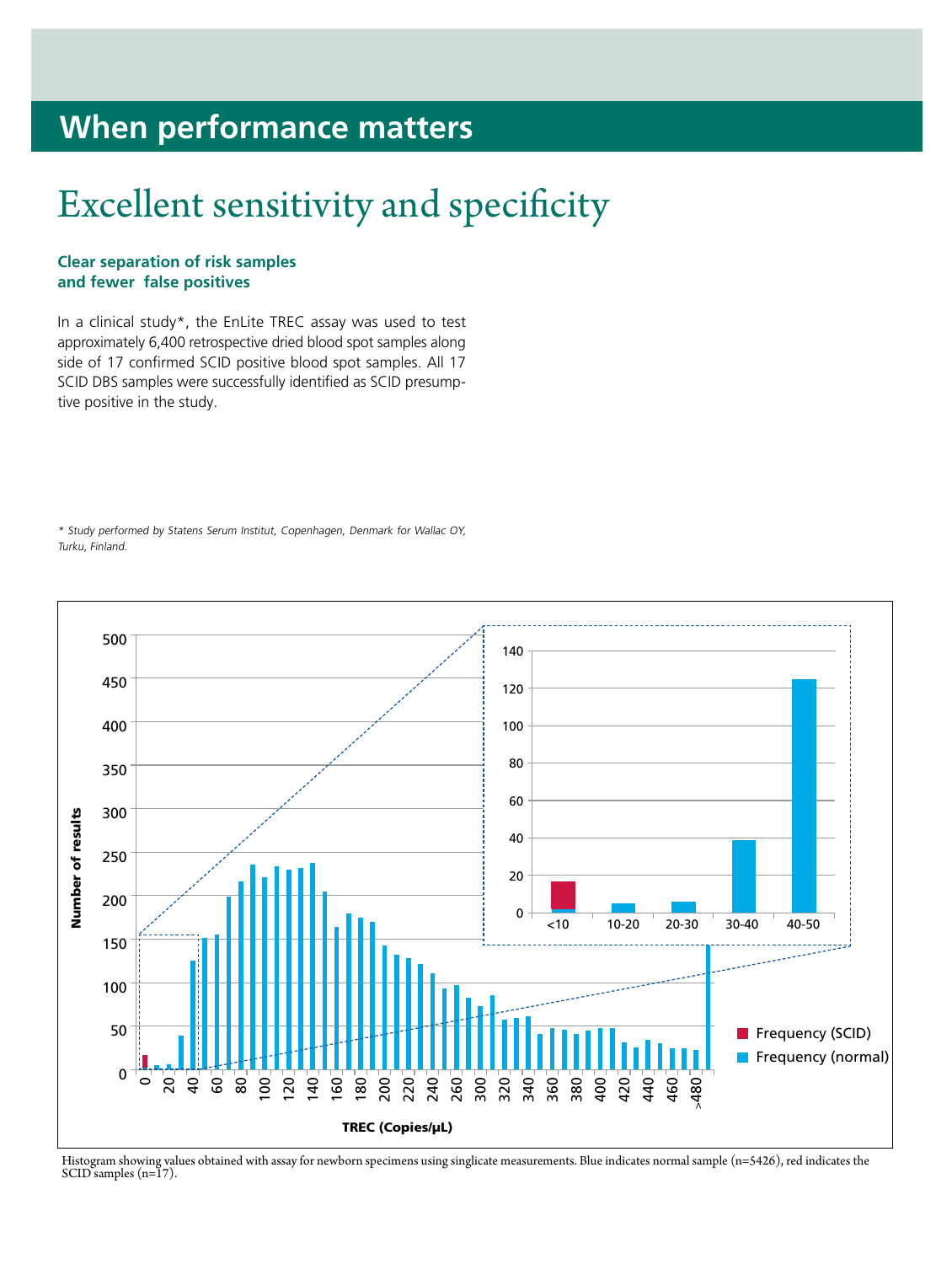## When performance matters

# Excellent sensitivity and specificity

### Clear separation of risk samples and fewer false positives

In a clinical study*, the EnLite TREC assay was used to test approximately 6,400 retrospective dried blood spot samples along side of 17 confirmed SCID positive blood spot samples. All 17 SCID DBS samples were successfully identified as SCID presumptive positive in the study.

*\* Study performed by Statens Serum Institut, Copenhagen, Denmark for Wallac OY, Turku, Finland.*

Histogram showing values obtained with assay for newborn specimens using singlicate measurements. Blue indicates normal sample (n=5426), red indicates the SCID samples (n=17).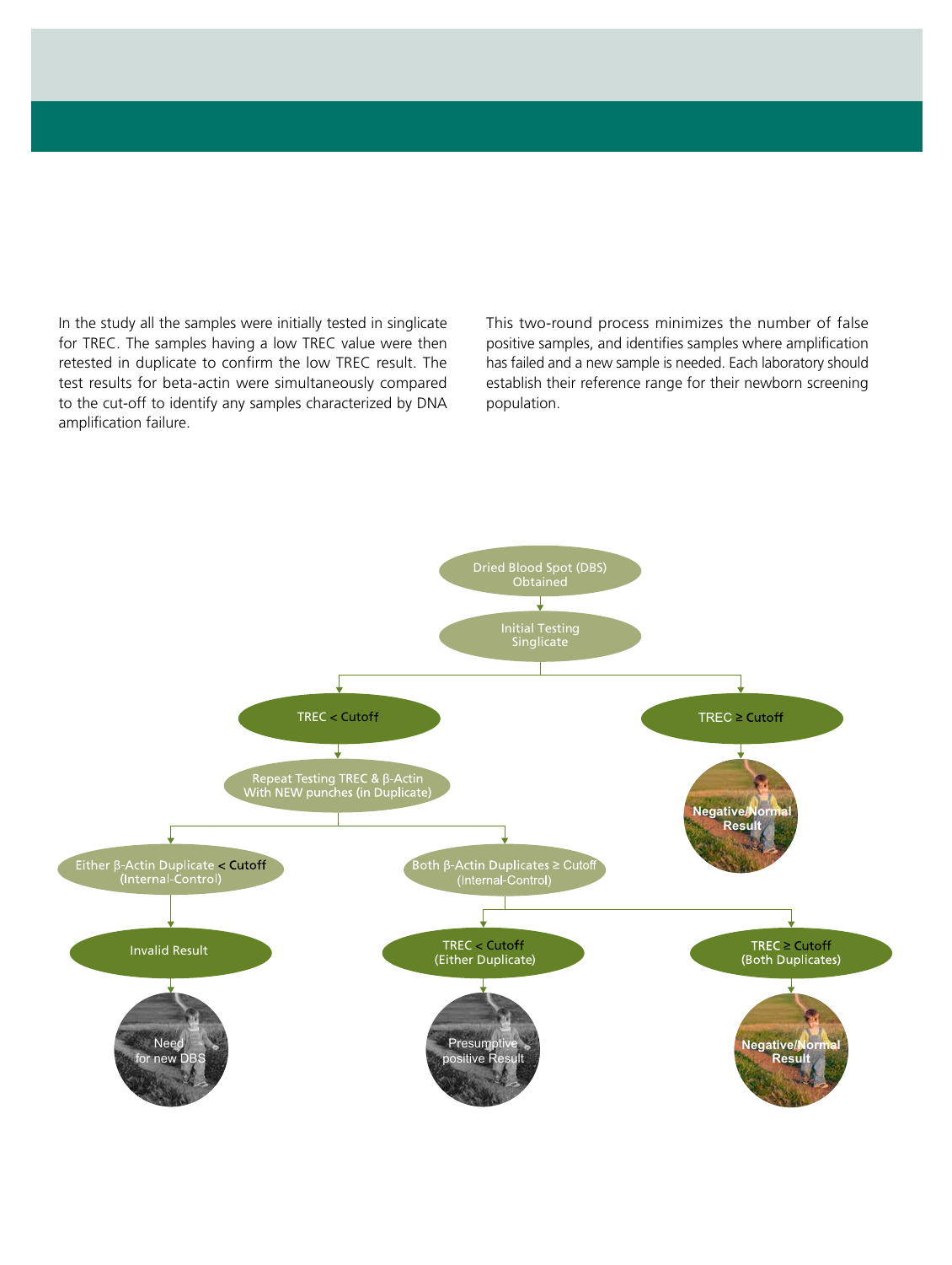In the study all the samples were initially tested in singlicate for TREC. The samples having a low TREC value were then retested in duplicate to confirm the low TREC result. The test results for beta-actin were simultaneously compared to the cut-off to identify any samples characterized by DNA amplification failure.

This two-round process minimizes the number of false positive samples, and identifies samples where amplification has failed and a new sample is needed. Each laboratory should establish their reference range for their newborn screening population.

- Dried Blood Spot (DBS) Obtained
  - Initial Testing Singlicate
    - TREC < Cutoff
      - Repeat Testing TREC & β-Actin With NEW punches (in Duplicate)
        - Either β-Actin Duplicate < Cutoff (Internal-Control)
          - Invalid Result
            - Need for new DBS
        - Both β-Actin Duplicates ≥ Cutoff (Internal-Control)
          - TREC < Cutoff (Either Duplicate)
            - Presumptive positive Result
          - TREC ≥ Cutoff (Both Duplicates)
            - Negative/Normal Result
    - TREC ≥ Cutoff
      - Negative/Normal Result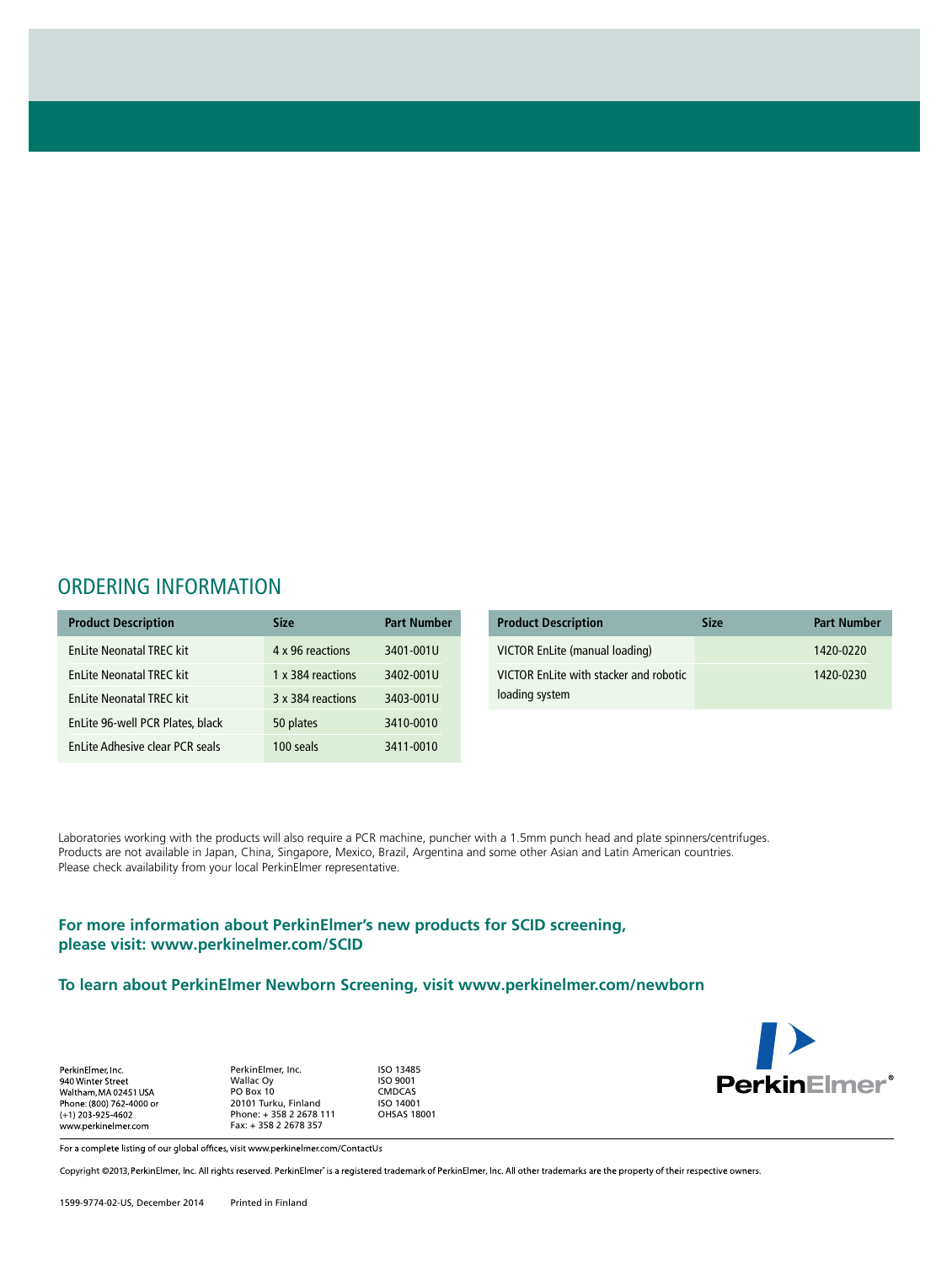## ORDERING INFORMATION

| Product Description | Size | Part Number |
|---|---|---|
| EnLite Neonatal TREC kit | 4 x 96 reactions | 3401-001U |
| EnLite Neonatal TREC kit | 1 x 384 reactions | 3402-001U |
| EnLite Neonatal TREC kit | 3 x 384 reactions | 3403-001U |
| EnLite 96-well PCR Plates, black | 50 plates | 3410-0010 |
| EnLite Adhesive clear PCR seals | 100 seals | 3411-0010 |

| Product Description | Size | Part Number |
|---|---|---|
| VICTOR EnLite (manual loading) | | 1420-0220 |
| VICTOR EnLite with stacker and robotic loading system | | 1420-0230 |

Laboratories working with the products will also require a PCR machine, puncher with a 1.5mm punch head and plate spinners/centrifuges.
Products are not available in Japan, China, Singapore, Mexico, Brazil, Argentina and some other Asian and Latin American countries.
Please check availability from your local PerkinElmer representative.

**For more information about PerkinElmer's new products for SCID screening, please visit: www.perkinelmer.com/SCID**

**To learn about PerkinElmer Newborn Screening, visit www.perkinelmer.com/newborn**

PerkinElmer, Inc.
940 Winter Street
Waltham, MA 02451 USA
Phone: (800) 762-4000 or
(+1) 203-925-4602
www.perkinelmer.com

PerkinElmer, Inc.
Wallac Oy
PO Box 10
20101 Turku, Finland
Phone: + 358 2 2678 111
Fax: + 358 2 2678 357

ISO 13485
ISO 9001
CMDCAS
ISO 14001
OHSAS 18001

PerkinElmer®

For a complete listing of our global offices, visit www.perkinelmer.com/ContactUs

Copyright ©2013, PerkinElmer, Inc. All rights reserved. PerkinElmer® is a registered trademark of PerkinElmer, Inc. All other trademarks are the property of their respective owners.

1599-9774-02-US, December 2014 Printed in Finland